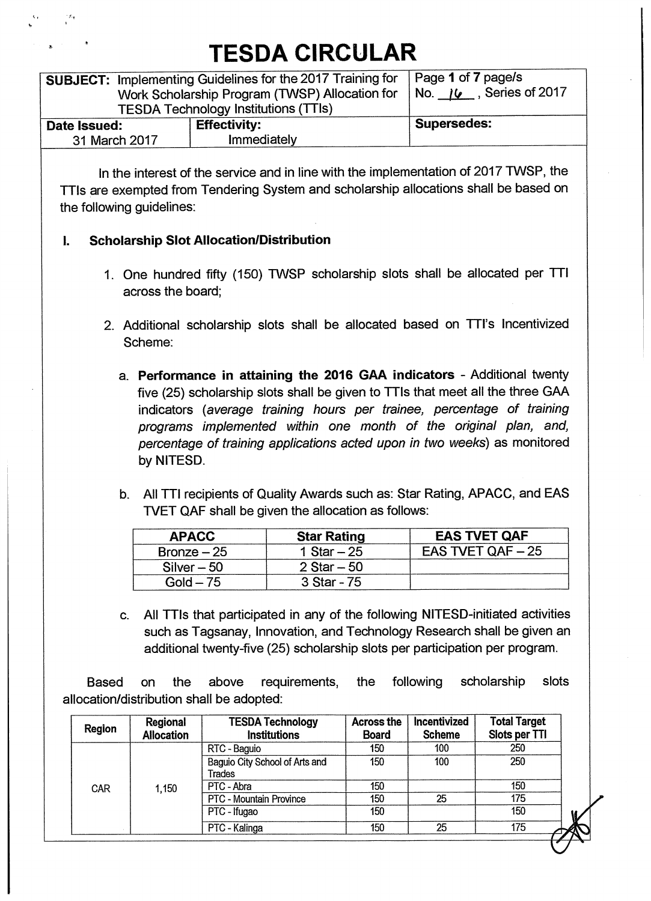# TESDA CIRCULAR

| SUBJECT: Implementing Guidelines for the 2017 Training for Work Scholarship Program (TWSP) Allocation for TESDA Technology Institutions (TTIs) | | Page 1 of 7 page/s No. 16, Series of 2017 |
|---|---|---|
| **Date Issued:** 31 March 2017 | **Effectivity:** Immediately | **Supersedes:** |

In the interest of the service and in line with the implementation of 2017 TWSP, the TTIs are exempted from Tendering System and scholarship allocations shall be based on the following guidelines:

## I. Scholarship Slot Allocation/Distribution

1. One hundred fifty (150) TWSP scholarship slots shall be allocated per TTI across the board;

2. Additional scholarship slots shall be allocated based on TTI's Incentivized Scheme:

   a. **Performance in attaining the 2016 GAA indicators** - Additional twenty five (25) scholarship slots shall be given to TTIs that meet all the three GAA indicators (*average training hours per trainee, percentage of training programs implemented within one month of the original plan, and, percentage of training applications acted upon in two weeks*) as monitored by NITESD.

   b. All TTI recipients of Quality Awards such as: Star Rating, APACC, and EAS TVET QAF shall be given the allocation as follows:

   | APACC | Star Rating | EAS TVET QAF |
   |---|---|---|
   | Bronze – 25 | 1 Star – 25 | EAS TVET QAF – 25 |
   | Silver – 50 | 2 Star – 50 | |
   | Gold – 75 | 3 Star - 75 | |

   c. All TTIs that participated in any of the following NITESD-initiated activities such as Tagsanay, Innovation, and Technology Research shall be given an additional twenty-five (25) scholarship slots per participation per program.

Based on the above requirements, the following scholarship slots allocation/distribution shall be adopted:

| Region | Regional Allocation | TESDA Technology Institutions | Across the Board | Incentivized Scheme | Total Target Slots per TTI |
|---|---|---|---|---|---|
| CAR | 1,150 | RTC - Baguio | 150 | 100 | 250 |
| | | Baguio City School of Arts and Trades | 150 | 100 | 250 |
| | | PTC - Abra | 150 | | 150 |
| | | PTC - Mountain Province | 150 | 25 | 175 |
| | | PTC - Ifugao | 150 | | 150 |
| | | PTC - Kalinga | 150 | 25 | 175 |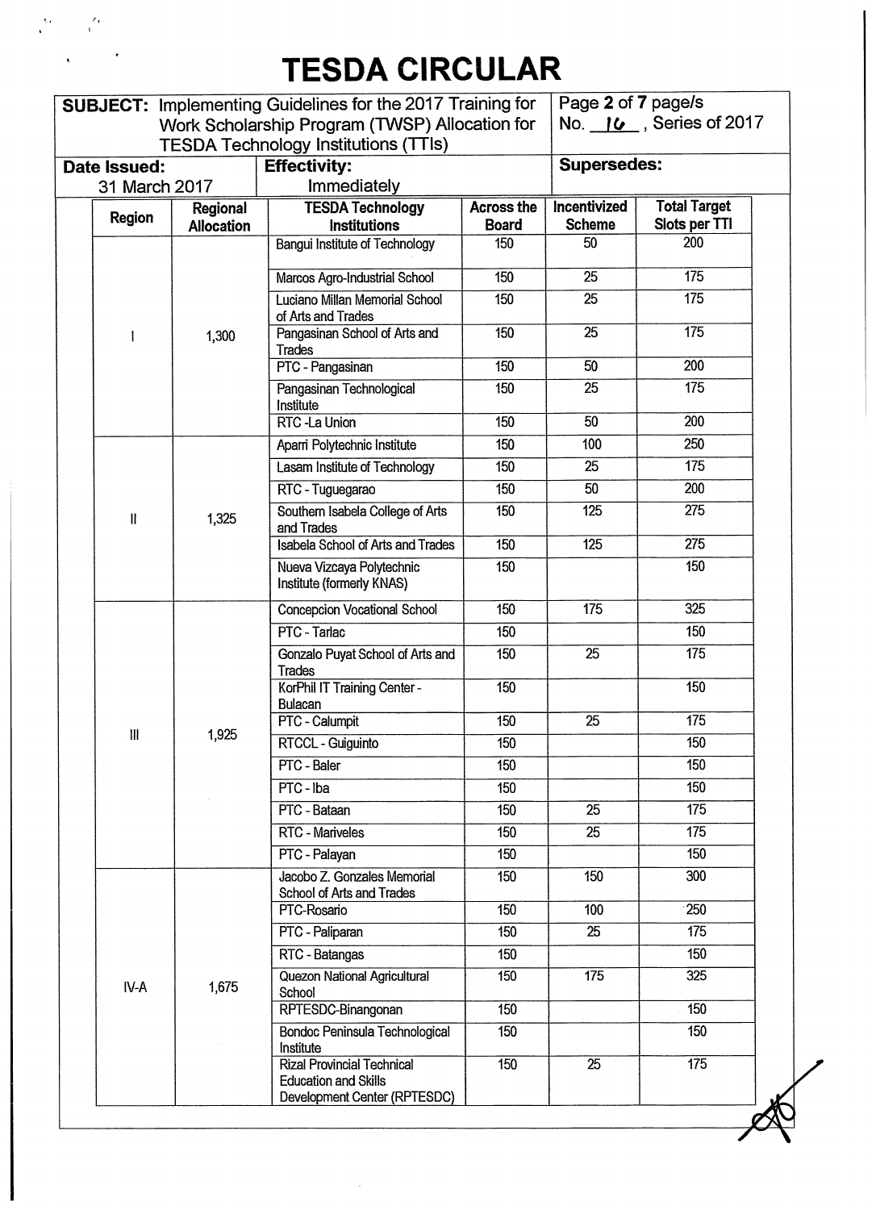# TESDA CIRCULAR

| SUBJECT: Implementing Guidelines for the 2017 Training for Work Scholarship Program (TWSP) Allocation for TESDA Technology Institutions (TTIs) | | No. 16, Series of 2017 |
|---|---|---|
| **Date Issued:** 31 March 2017 | **Effectivity:** Immediately | **Supersedes:** |

| Region | Regional Allocation | TESDA Technology Institutions | Across the Board | Incentivized Scheme | Total Target Slots per TTI |
|---|---|---|---|---|---|
| I | 1,300 | Bangui Institute of Technology | 150 | 50 | 200 |
| | | Marcos Agro-Industrial School | 150 | 25 | 175 |
| | | Luciano Millan Memorial School of Arts and Trades | 150 | 25 | 175 |
| | | Pangasinan School of Arts and Trades | 150 | 25 | 175 |
| | | PTC - Pangasinan | 150 | 50 | 200 |
| | | Pangasinan Technological Institute | 150 | 25 | 175 |
| | | RTC -La Union | 150 | 50 | 200 |
| II | 1,325 | Aparri Polytechnic Institute | 150 | 100 | 250 |
| | | Lasam Institute of Technology | 150 | 25 | 175 |
| | | RTC - Tuguegarao | 150 | 50 | 200 |
| | | Southern Isabela College of Arts and Trades | 150 | 125 | 275 |
| | | Isabela School of Arts and Trades | 150 | 125 | 275 |
| | | Nueva Vizcaya Polytechnic Institute (formerly KNAS) | 150 | | 150 |
| III | 1,925 | Concepcion Vocational School | 150 | 175 | 325 |
| | | PTC - Tarlac | 150 | | 150 |
| | | Gonzalo Puyat School of Arts and Trades | 150 | 25 | 175 |
| | | KorPhil IT Training Center - Bulacan | 150 | | 150 |
| | | PTC - Calumpit | 150 | 25 | 175 |
| | | RTCCL - Guiguinto | 150 | | 150 |
| | | PTC - Baler | 150 | | 150 |
| | | PTC - Iba | 150 | | 150 |
| | | PTC - Bataan | 150 | 25 | 175 |
| | | RTC - Mariveles | 150 | 25 | 175 |
| | | PTC - Palayan | 150 | | 150 |
| IV-A | 1,675 | Jacobo Z. Gonzales Memorial School of Arts and Trades | 150 | 150 | 300 |
| | | PTC-Rosario | 150 | 100 | 250 |
| | | PTC - Paliparan | 150 | 25 | 175 |
| | | RTC - Batangas | 150 | | 150 |
| | | Quezon National Agricultural School | 150 | 175 | 325 |
| | | RPTESDC-Binangonan | 150 | | 150 |
| | | Bondoc Peninsula Technological Institute | 150 | | 150 |
| | | Rizal Provincial Technical Education and Skills Development Center (RPTESDC) | 150 | 25 | 175 |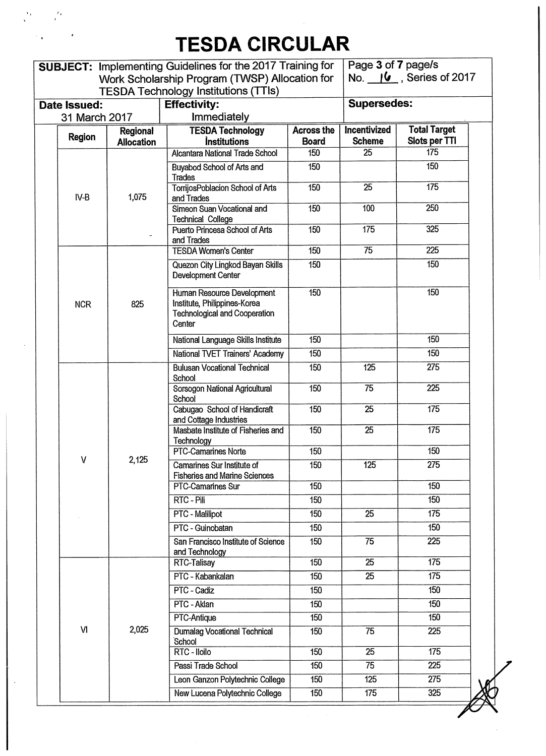# TESDA CIRCULAR

| **SUBJECT:** Implementing Guidelines for the 2017 Training for Work Scholarship Program (TWSP) Allocation for TESDA Technology Institutions (TTIs) | | Page **3** of **7** page/s No. 16, Series of 2017 |
|---|---|---|
| **Date Issued:** 31 March 2017 | **Effectivity:** Immediately | **Supersedes:** |

| Region | Regional Allocation | TESDA Technology Institutions | Across the Board | Incentivized Scheme | Total Target Slots per TTI |
|---|---|---|---|---|---|
| IV-B | 1,075 | Alcantara National Trade School | 150 | 25 | 175 |
| | | Buyabod School of Arts and Trades | 150 | | 150 |
| | | TorrijosPoblacion School of Arts and Trades | 150 | 25 | 175 |
| | | Simeon Suan Vocational and Technical College | 150 | 100 | 250 |
| | | Puerto Princesa School of Arts and Trades | 150 | 175 | 325 |
| NCR | 825 | TESDA Women's Center | 150 | 75 | 225 |
| | | Quezon City Lingkod Bayan Skills Development Center | 150 | | 150 |
| | | Human Resource Development Institute, Philippines-Korea Technological and Cooperation Center | 150 | | 150 |
| | | National Language Skills Institute | 150 | | 150 |
| | | National TVET Trainers' Academy | 150 | | 150 |
| V | 2,125 | Bulusan Vocational Technical School | 150 | 125 | 275 |
| | | Sorsogon National Agricultural School | 150 | 75 | 225 |
| | | Cabugao School of Handicraft and Cottage Industries | 150 | 25 | 175 |
| | | Masbate Institute of Fisheries and Technology | 150 | 25 | 175 |
| | | PTC-Camarines Norte | 150 | | 150 |
| | | Camarines Sur Institute of Fisheries and Marine Sciences | 150 | 125 | 275 |
| | | PTC-Camarines Sur | 150 | | 150 |
| | | RTC - Pili | 150 | | 150 |
| | | PTC - Malilipot | 150 | 25 | 175 |
| | | PTC - Guinobatan | 150 | | 150 |
| | | San Francisco Institute of Science and Technology | 150 | 75 | 225 |
| VI | 2,025 | RTC-Talisay | 150 | 25 | 175 |
| | | PTC - Kabankalan | 150 | 25 | 175 |
| | | PTC - Cadiz | 150 | | 150 |
| | | PTC - Aklan | 150 | | 150 |
| | | PTC-Antique | 150 | | 150 |
| | | Dumalag Vocational Technical School | 150 | 75 | 225 |
| | | RTC - Iloilo | 150 | 25 | 175 |
| | | Passi Trade School | 150 | 75 | 225 |
| | | Leon Ganzon Polytechnic College | 150 | 125 | 275 |
| | | New Lucena Polytechnic College | 150 | 175 | 325 |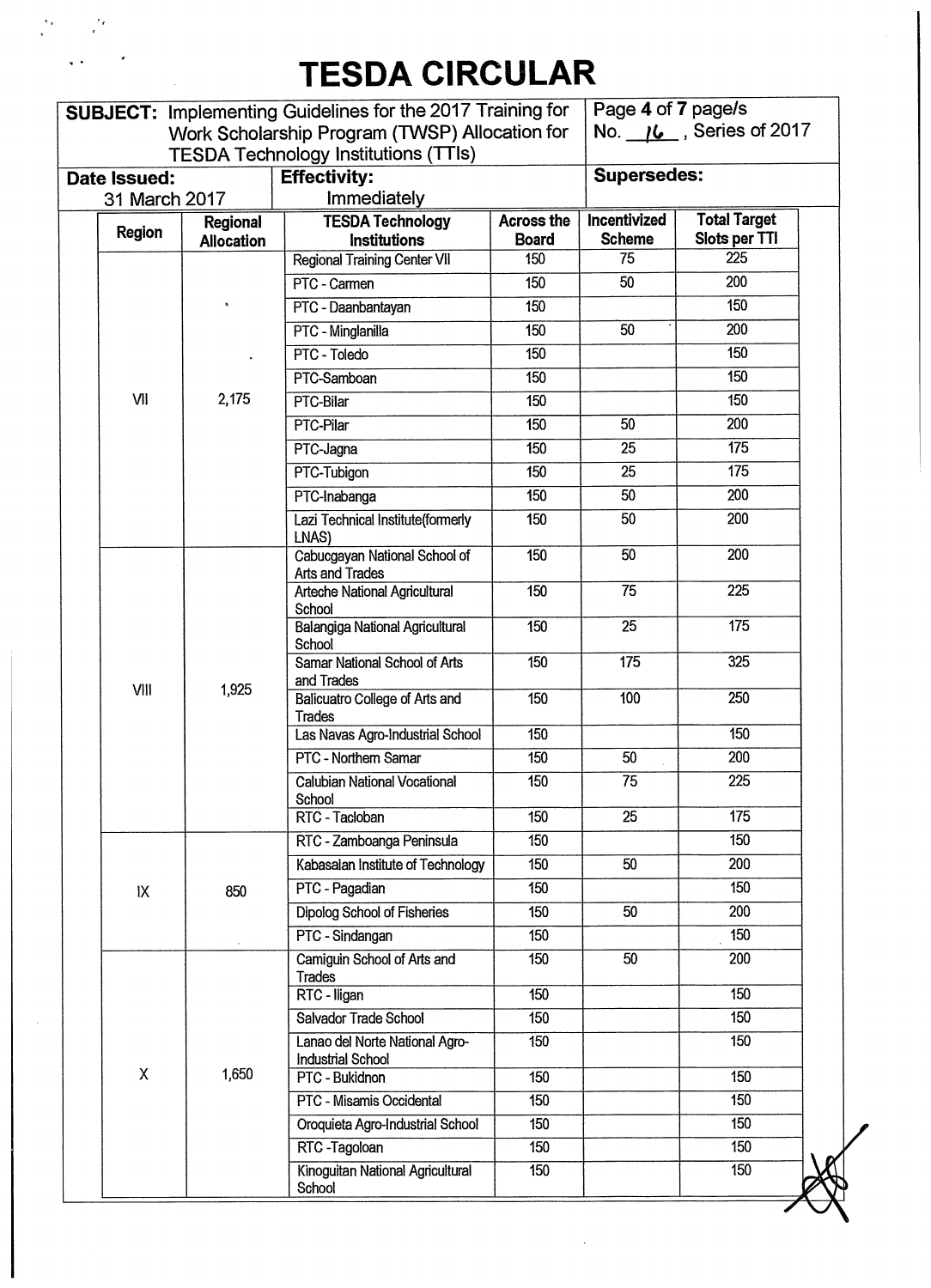# TESDA CIRCULAR

| **SUBJECT:** Implementing Guidelines for the 2017 Training for Work Scholarship Program (TWSP) Allocation for TESDA Technology Institutions (TTIs) | | Page 4 of 7 page/s No. 16, Series of 2017 |
|---|---|---|
| **Date Issued:** 31 March 2017 | **Effectivity:** Immediately | **Supersedes:** |

| Region | Regional Allocation | TESDA Technology Institutions | Across the Board | Incentivized Scheme | Total Target Slots per TTI |
|---|---|---|---|---|---|
| VII | 2,175 | Regional Training Center VII | 150 | 75 | 225 |
| | | PTC - Carmen | 150 | 50 | 200 |
| | | PTC - Daanbantayan | 150 | | 150 |
| | | PTC - Minglanilla | 150 | 50 | 200 |
| | | PTC - Toledo | 150 | | 150 |
| | | PTC-Samboan | 150 | | 150 |
| | | PTC-Bilar | 150 | | 150 |
| | | PTC-Pilar | 150 | 50 | 200 |
| | | PTC-Jagna | 150 | 25 | 175 |
| | | PTC-Tubigon | 150 | 25 | 175 |
| | | PTC-Inabanga | 150 | 50 | 200 |
| | | Lazi Technical Institute(formerly LNAS) | 150 | 50 | 200 |
| VIII | 1,925 | Cabucgayan National School of Arts and Trades | 150 | 50 | 200 |
| | | Arteche National Agricultural School | 150 | 75 | 225 |
| | | Balangiga National Agricultural School | 150 | 25 | 175 |
| | | Samar National School of Arts and Trades | 150 | 175 | 325 |
| | | Balicuatro College of Arts and Trades | 150 | 100 | 250 |
| | | Las Navas Agro-Industrial School | 150 | | 150 |
| | | PTC - Northern Samar | 150 | 50 | 200 |
| | | Calubian National Vocational School | 150 | 75 | 225 |
| | | RTC - Tacloban | 150 | 25 | 175 |
| IX | 850 | RTC - Zamboanga Peninsula | 150 | | 150 |
| | | Kabasalan Institute of Technology | 150 | 50 | 200 |
| | | PTC - Pagadian | 150 | | 150 |
| | | Dipolog School of Fisheries | 150 | 50 | 200 |
| | | PTC - Sindangan | 150 | | 150 |
| X | 1,650 | Camiguin School of Arts and Trades | 150 | 50 | 200 |
| | | RTC - Iligan | 150 | | 150 |
| | | Salvador Trade School | 150 | | 150 |
| | | Lanao del Norte National Agro-Industrial School | 150 | | 150 |
| | | PTC - Bukidnon | 150 | | 150 |
| | | PTC - Misamis Occidental | 150 | | 150 |
| | | Oroquieta Agro-Industrial School | 150 | | 150 |
| | | RTC -Tagoloan | 150 | | 150 |
| | | Kinoguitan National Agricultural School | 150 | | 150 |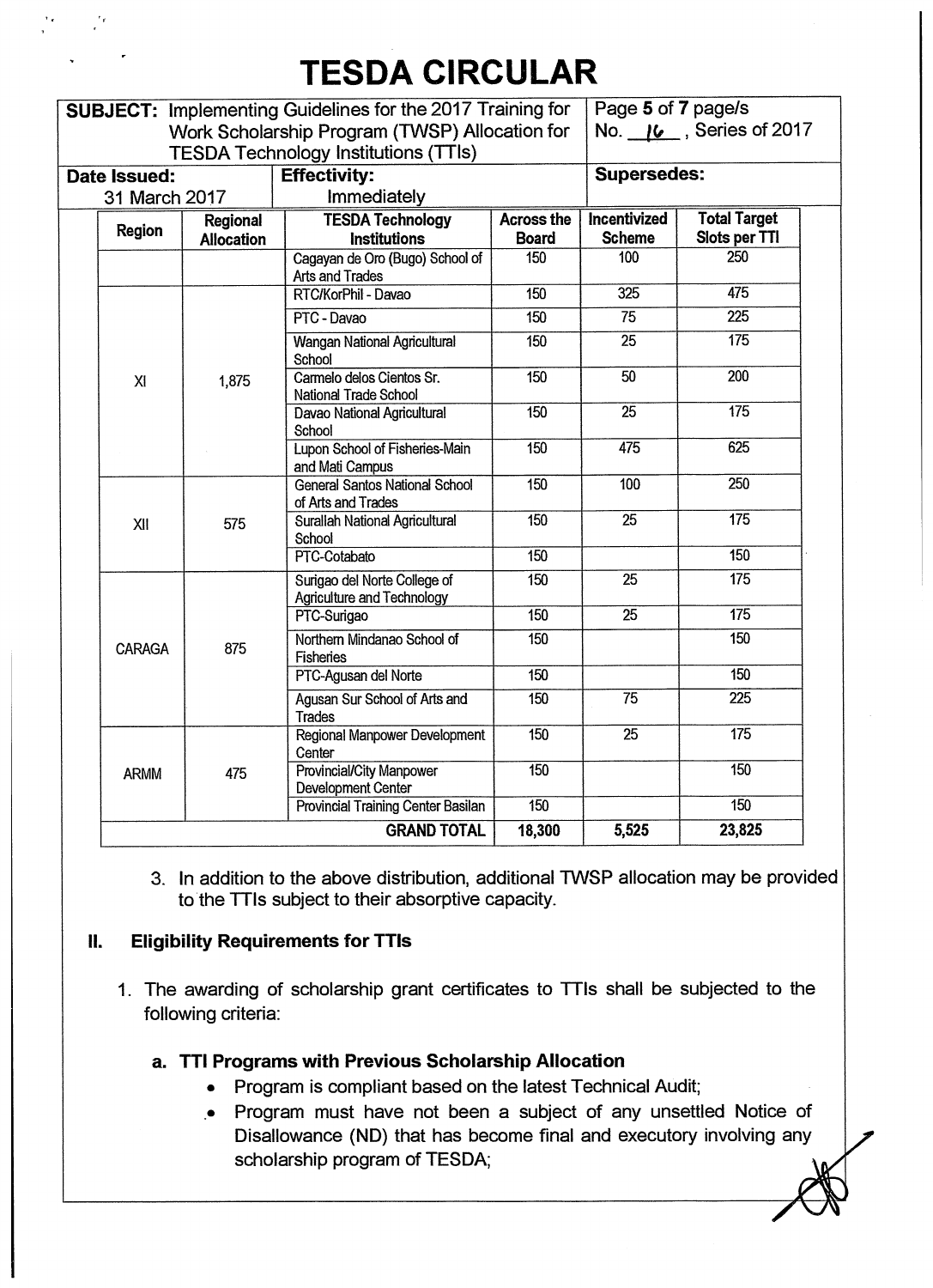# TESDA CIRCULAR

| **SUBJECT:** Implementing Guidelines for the 2017 Training for Work Scholarship Program (TWSP) Allocation for TESDA Technology Institutions (TTIs) | | Page **5** of **7** page/s No. 16, Series of 2017 |
|---|---|---|
| **Date Issued:** 31 March 2017 | **Effectivity:** Immediately | **Supersedes:** |

| Region | Regional Allocation | TESDA Technology Institutions | Across the Board | Incentivized Scheme | Total Target Slots per TTI |
|---|---|---|---|---|---|
| | | Cagayan de Oro (Bugo) School of Arts and Trades | 150 | 100 | 250 |
| XI | 1,875 | RTC/KorPhil - Davao | 150 | 325 | 475 |
| | | PTC - Davao | 150 | 75 | 225 |
| | | Wangan National Agricultural School | 150 | 25 | 175 |
| | | Carmelo delos Cientos Sr. National Trade School | 150 | 50 | 200 |
| | | Davao National Agricultural School | 150 | 25 | 175 |
| | | Lupon School of Fisheries-Main and Mati Campus | 150 | 475 | 625 |
| XII | 575 | General Santos National School of Arts and Trades | 150 | 100 | 250 |
| | | Surallah National Agricultural School | 150 | 25 | 175 |
| | | PTC-Cotabato | 150 | | 150 |
| CARAGA | 875 | Surigao del Norte College of Agriculture and Technology | 150 | 25 | 175 |
| | | PTC-Surigao | 150 | 25 | 175 |
| | | Northern Mindanao School of Fisheries | 150 | | 150 |
| | | PTC-Agusan del Norte | 150 | | 150 |
| | | Agusan Sur School of Arts and Trades | 150 | 75 | 225 |
| ARMM | 475 | Regional Manpower Development Center | 150 | 25 | 175 |
| | | Provincial/City Manpower Development Center | 150 | | 150 |
| | | Provincial Training Center Basilan | 150 | | 150 |
| | | **GRAND TOTAL** | **18,300** | **5,525** | **23,825** |

3. In addition to the above distribution, additional TWSP allocation may be provided to the TTIs subject to their absorptive capacity.

## II. Eligibility Requirements for TTIs

1. The awarding of scholarship grant certificates to TTIs shall be subjected to the following criteria:

### a. TTI Programs with Previous Scholarship Allocation

- Program is compliant based on the latest Technical Audit;
- Program must have not been a subject of any unsettled Notice of Disallowance (ND) that has become final and executory involving any scholarship program of TESDA;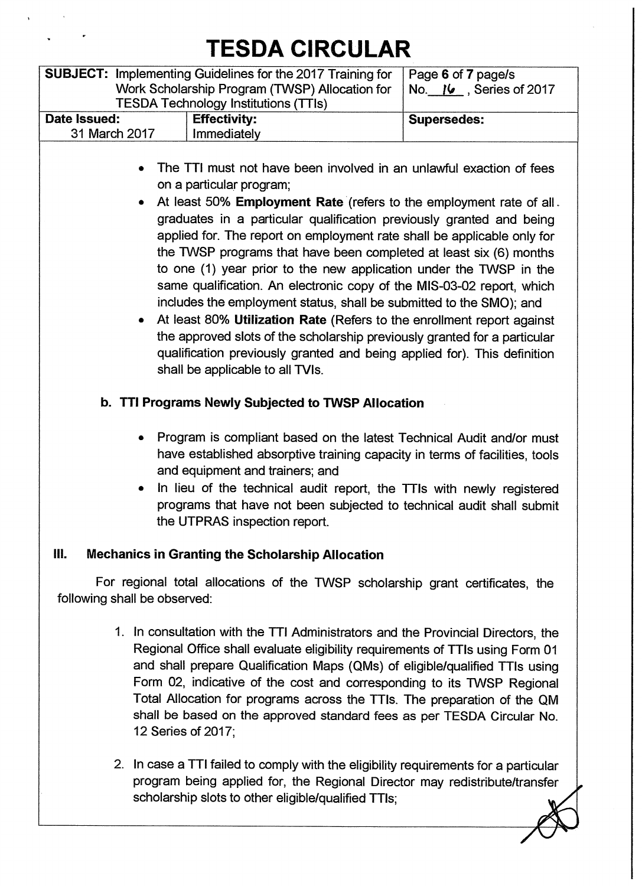- The TTI must not have been involved in an unlawful exaction of fees on a particular program;
- At least 50% **Employment Rate** (refers to the employment rate of all graduates in a particular qualification previously granted and being applied for. The report on employment rate shall be applicable only for the TWSP programs that have been completed at least six (6) months to one (1) year prior to the new application under the TWSP in the same qualification. An electronic copy of the MIS-03-02 report, which includes the employment status, shall be submitted to the SMO); and
- At least 80% **Utilization Rate** (Refers to the enrollment report against the approved slots of the scholarship previously granted for a particular qualification previously granted and being applied for). This definition shall be applicable to all TVIs.

### b. TTI Programs Newly Subjected to TWSP Allocation

- Program is compliant based on the latest Technical Audit and/or must have established absorptive training capacity in terms of facilities, tools and equipment and trainers; and
- In lieu of the technical audit report, the TTIs with newly registered programs that have not been subjected to technical audit shall submit the UTPRAS inspection report.

## III. Mechanics in Granting the Scholarship Allocation

For regional total allocations of the TWSP scholarship grant certificates, the following shall be observed:

1. In consultation with the TTI Administrators and the Provincial Directors, the Regional Office shall evaluate eligibility requirements of TTIs using Form 01 and shall prepare Qualification Maps (QMs) of eligible/qualified TTIs using Form 02, indicative of the cost and corresponding to its TWSP Regional Total Allocation for programs across the TTIs. The preparation of the QM shall be based on the approved standard fees as per TESDA Circular No. 12 Series of 2017;

2. In case a TTI failed to comply with the eligibility requirements for a particular program being applied for, the Regional Director may redistribute/transfer scholarship slots to other eligible/qualified TTIs;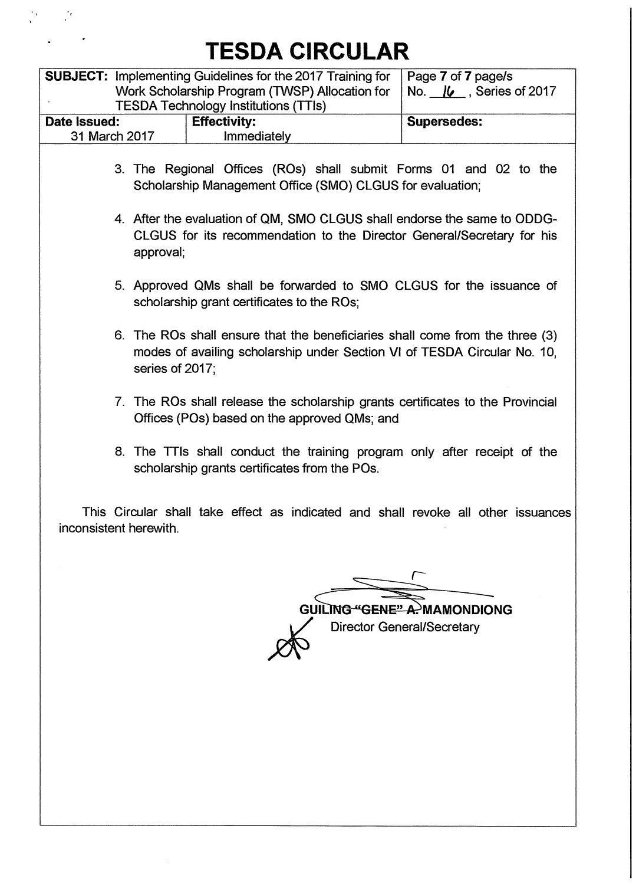3. The Regional Offices (ROs) shall submit Forms 01 and 02 to the Scholarship Management Office (SMO) CLGUS for evaluation;

4. After the evaluation of QM, SMO CLGUS shall endorse the same to ODDG-CLGUS for its recommendation to the Director General/Secretary for his approval;

5. Approved QMs shall be forwarded to SMO CLGUS for the issuance of scholarship grant certificates to the ROs;

6. The ROs shall ensure that the beneficiaries shall come from the three (3) modes of availing scholarship under Section VI of TESDA Circular No. 10, series of 2017;

7. The ROs shall release the scholarship grants certificates to the Provincial Offices (POs) based on the approved QMs; and

8. The TTIs shall conduct the training program only after receipt of the scholarship grants certificates from the POs.

This Circular shall take effect as indicated and shall revoke all other issuances inconsistent herewith.

**GUILING "GENE" A. MAMONDIONG**
Director General/Secretary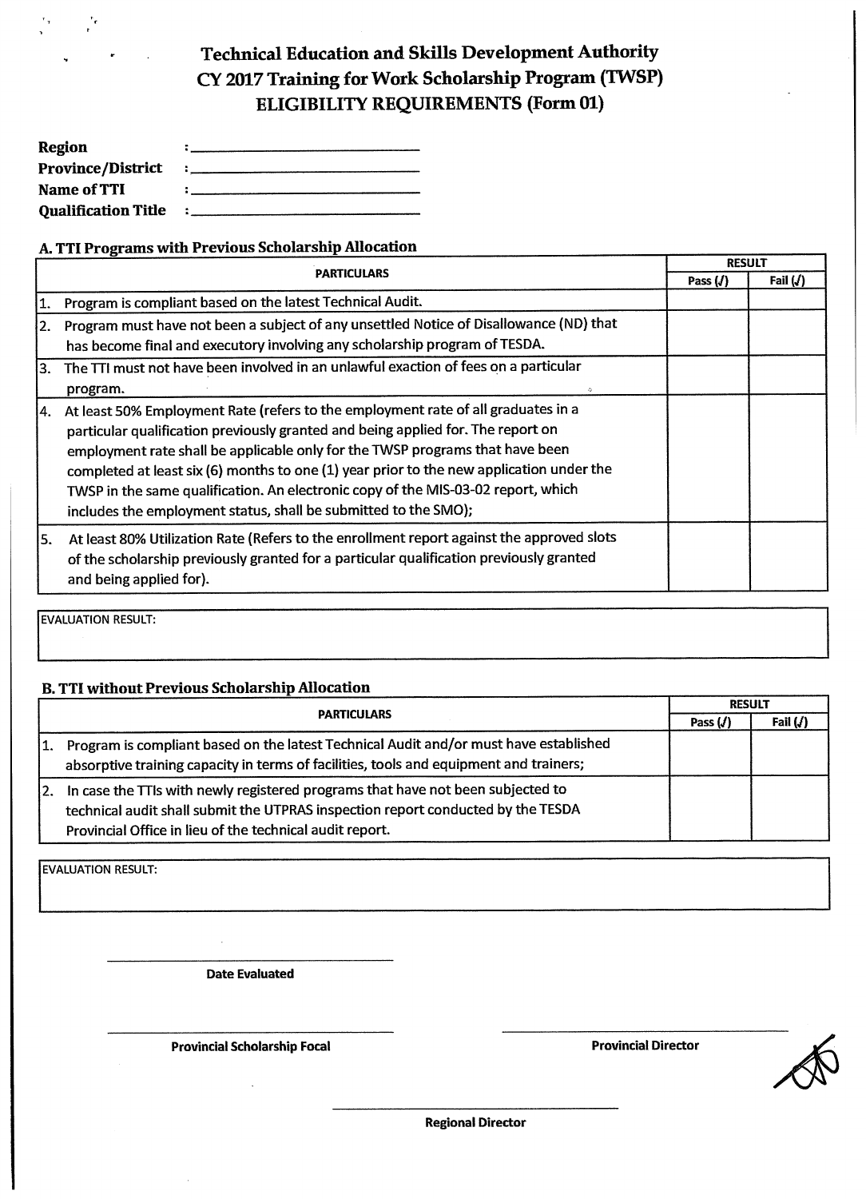# Technical Education and Skills Development Authority
# CY 2017 Training for Work Scholarship Program (TWSP)
# ELIGIBILITY REQUIREMENTS (Form 01)

**Region** : \_\_\_\_\_\_\_\_\_\_\_\_\_\_\_\_\_\_\_\_\_\_\_\_\_\_\_\_

**Province/District** : \_\_\_\_\_\_\_\_\_\_\_\_\_\_\_\_\_\_\_\_\_\_\_\_\_\_\_\_

**Name of TTI** : \_\_\_\_\_\_\_\_\_\_\_\_\_\_\_\_\_\_\_\_\_\_\_\_\_\_\_\_

**Qualification Title** : \_\_\_\_\_\_\_\_\_\_\_\_\_\_\_\_\_\_\_\_\_\_\_\_\_\_\_\_

### A. TTI Programs with Previous Scholarship Allocation

| PARTICULARS | RESULT | |
|---|---|---|
| | Pass (√) | Fail (√) |
| 1. Program is compliant based on the latest Technical Audit. | | |
| 2. Program must have not been a subject of any unsettled Notice of Disallowance (ND) that has become final and executory involving any scholarship program of TESDA. | | |
| 3. The TTI must not have been involved in an unlawful exaction of fees on a particular program. | | |
| 4. At least 50% Employment Rate (refers to the employment rate of all graduates in a particular qualification previously granted and being applied for. The report on employment rate shall be applicable only for the TWSP programs that have been completed at least six (6) months to one (1) year prior to the new application under the TWSP in the same qualification. An electronic copy of the MIS-03-02 report, which includes the employment status, shall be submitted to the SMO); | | |
| 5. At least 80% Utilization Rate (Refers to the enrollment report against the approved slots of the scholarship previously granted for a particular qualification previously granted and being applied for). | | |

EVALUATION RESULT:

### B. TTI without Previous Scholarship Allocation

| PARTICULARS | RESULT | |
|---|---|---|
| | Pass (√) | Fail (√) |
| 1. Program is compliant based on the latest Technical Audit and/or must have established absorptive training capacity in terms of facilities, tools and equipment and trainers; | | |
| 2. In case the TTIs with newly registered programs that have not been subjected to technical audit shall submit the UTPRAS inspection report conducted by the TESDA Provincial Office in lieu of the technical audit report. | | |

EVALUATION RESULT:

\_\_\_\_\_\_\_\_\_\_\_\_\_\_\_\_\_\_\_\_\_\_\_\_\_\_\_\_

**Date Evaluated**

\_\_\_\_\_\_\_\_\_\_\_\_\_\_\_\_\_\_\_\_\_\_\_\_\_\_\_\_

**Provincial Scholarship Focal**

\_\_\_\_\_\_\_\_\_\_\_\_\_\_\_\_\_\_\_\_\_\_\_\_\_\_\_\_

**Provincial Director**

\_\_\_\_\_\_\_\_\_\_\_\_\_\_\_\_\_\_\_\_\_\_\_\_\_\_\_\_

**Regional Director**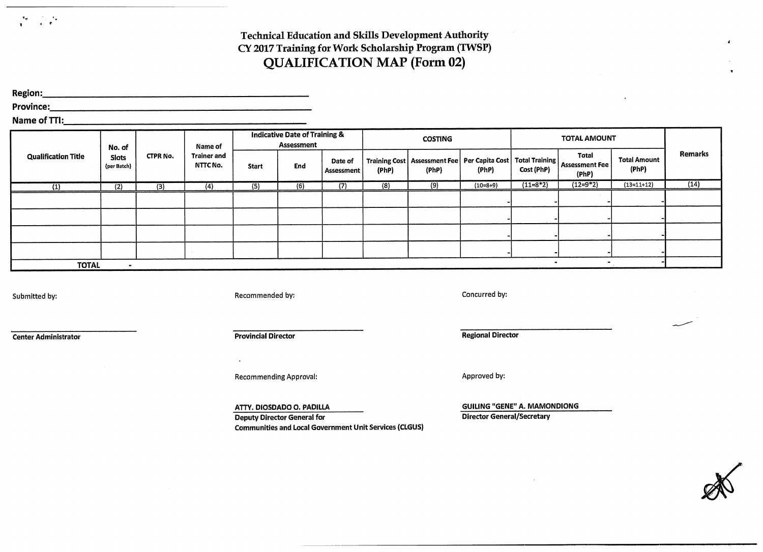# Technical Education and Skills Development Authority
## CY 2017 Training for Work Scholarship Program (TWSP)
## QUALIFICATION MAP (Form 02)

**Region:**\_\_\_\_\_\_\_\_\_\_\_\_\_\_\_\_\_\_\_\_\_\_\_\_\_\_\_\_\_\_\_\_

**Province:**\_\_\_\_\_\_\_\_\_\_\_\_\_\_\_\_\_\_\_\_\_\_\_\_\_\_\_\_\_\_\_\_

**Name of TTI:**\_\_\_\_\_\_\_\_\_\_\_\_\_\_\_\_\_\_\_\_\_\_\_\_\_\_\_\_\_\_\_\_

| Qualification Title | No. of Slots (per Batch) | CTPR No. | Name of Trainer and NTTC No. | Indicative Date of Training & Assessment | | | COSTING | | | TOTAL AMOUNT | | | Remarks |
|---|---|---|---|---|---|---|---|---|---|---|---|---|---|
| | | | | Start | End | Date of Assessment | Training Cost (PhP) | Assessment Fee (PhP) | Per Capita Cost (PhP) | Total Training Cost (PhP) | Total Assessment Fee (PhP) | Total Amount (PhP) | |
| (1) | (2) | (3) | (4) | (5) | (6) | (7) | (8) | (9) | (10=8+9) | (11=8*2) | (12=9*2) | (13=11+12) | (14) |
| | | | | | | | | | - | - | - | - | |
| | | | | | | | | | - | - | - | - | |
| | | | | | | | | | - | - | - | - | |
| | | | | | | | | | - | - | - | - | |
| TOTAL | - | | | | | | | | | - | - | - | |

Submitted by:

\_\_\_\_\_\_\_\_\_\_\_\_\_\_\_\_\_\_\_\_\_\_\_\_
**Center Administrator**

Recommended by:

\_\_\_\_\_\_\_\_\_\_\_\_\_\_\_\_\_\_\_\_\_\_\_\_
**Provincial Director**

Concurred by:

\_\_\_\_\_\_\_\_\_\_\_\_\_\_\_\_\_\_\_\_\_\_\_\_
**Regional Director**

Recommending Approval:

**ATTY. DIOSDADO O. PADILLA**
**Deputy Director General for Communities and Local Government Unit Services (CLGUS)**

Approved by:

**GUILING "GENE" A. MAMONDIONG**
**Director General/Secretary**